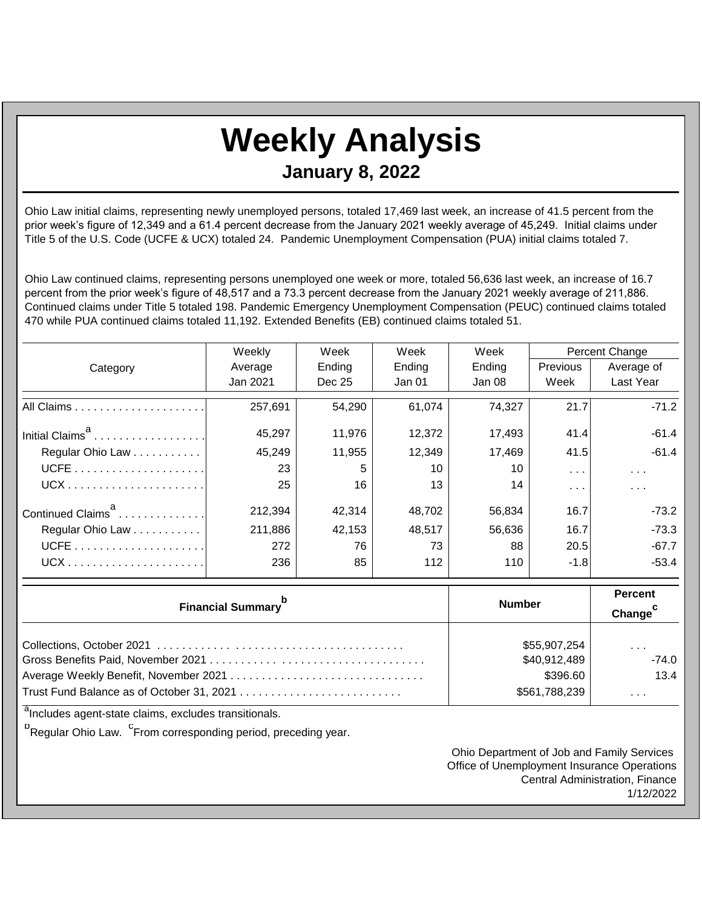# Weekly Analysis

## January 8, 2022

Ohio Law initial claims, representing newly unemployed persons, totaled 17,469 last week, an increase of 41.5 percent from the prior week's figure of 12,349 and a 61.4 percent decrease from the January 2021 weekly average of 45,249. Initial claims under Title 5 of the U.S. Code (UCFE & UCX) totaled 24. Pandemic Unemployment Compensation (PUA) initial claims totaled 7.

Ohio Law continued claims, representing persons unemployed one week or more, totaled 56,636 last week, an increase of 16.7 percent from the prior week's figure of 48,517 and a 73.3 percent decrease from the January 2021 weekly average of 211,886. Continued claims under Title 5 totaled 198. Pandemic Emergency Unemployment Compensation (PEUC) continued claims totaled 470 while PUA continued claims totaled 11,192. Extended Benefits (EB) continued claims totaled 51.

| Category | Weekly Average Jan 2021 | Week Ending Dec 25 | Week Ending Jan 01 | Week Ending Jan 08 | Percent Change Previous Week | Percent Change Average of Last Year |
|---|---|---|---|---|---|---|
| All Claims | 257,691 | 54,290 | 61,074 | 74,327 | 21.7 | -71.2 |
| Initial Claims[a] | 45,297 | 11,976 | 12,372 | 17,493 | 41.4 | -61.4 |
| Regular Ohio Law | 45,249 | 11,955 | 12,349 | 17,469 | 41.5 | -61.4 |
| UCFE | 23 | 5 | 10 | 10 | . . . | . . . |
| UCX | 25 | 16 | 13 | 14 | . . . | . . . |
| Continued Claims[a] | 212,394 | 42,314 | 48,702 | 56,834 | 16.7 | -73.2 |
| Regular Ohio Law | 211,886 | 42,153 | 48,517 | 56,636 | 16.7 | -73.3 |
| UCFE | 272 | 76 | 73 | 88 | 20.5 | -67.7 |
| UCX | 236 | 85 | 112 | 110 | -1.8 | -53.4 |

| Financial Summary[b] | Number | Percent Change[c] |
|---|---|---|
| Collections, October 2021 | $55,907,254 | . . . |
| Gross Benefits Paid, November 2021 | $40,912,489 | -74.0 |
| Average Weekly Benefit, November 2021 | $396.60 | 13.4 |
| Trust Fund Balance as of October 31, 2021 | $561,788,239 | . . . |

[a]Includes agent-state claims, excludes transitionals.

[b]Regular Ohio Law. [c]From corresponding period, preceding year.

Ohio Department of Job and Family Services
Office of Unemployment Insurance Operations
Central Administration, Finance
1/12/2022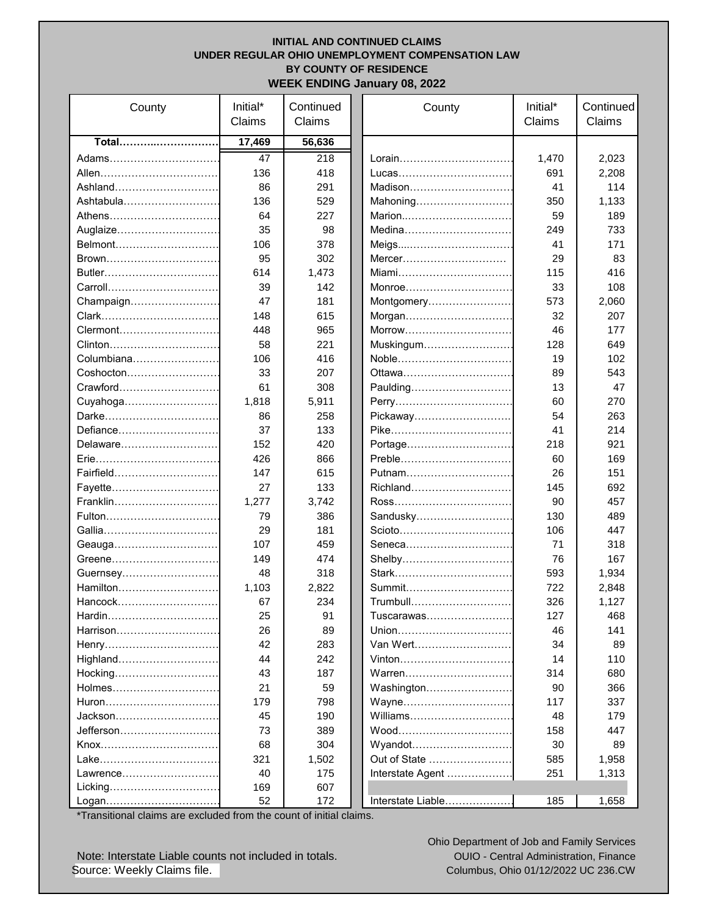**INITIAL AND CONTINUED CLAIMS**
**UNDER REGULAR OHIO UNEMPLOYMENT COMPENSATION LAW**
**BY COUNTY OF RESIDENCE**
**WEEK ENDING January 08, 2022**

| County | Initial* Claims | Continued Claims | County | Initial* Claims | Continued Claims |
|---|---|---|---|---|---|
| **Total** | **17,469** | **56,636** | | | |
| Adams | 47 | 218 | Lorain | 1,470 | 2,023 |
| Allen | 136 | 418 | Lucas | 691 | 2,208 |
| Ashland | 86 | 291 | Madison | 41 | 114 |
| Ashtabula | 136 | 529 | Mahoning | 350 | 1,133 |
| Athens | 64 | 227 | Marion | 59 | 189 |
| Auglaize | 35 | 98 | Medina | 249 | 733 |
| Belmont | 106 | 378 | Meigs | 41 | 171 |
| Brown | 95 | 302 | Mercer | 29 | 83 |
| Butler | 614 | 1,473 | Miami | 115 | 416 |
| Carroll | 39 | 142 | Monroe | 33 | 108 |
| Champaign | 47 | 181 | Montgomery | 573 | 2,060 |
| Clark | 148 | 615 | Morgan | 32 | 207 |
| Clermont | 448 | 965 | Morrow | 46 | 177 |
| Clinton | 58 | 221 | Muskingum | 128 | 649 |
| Columbiana | 106 | 416 | Noble | 19 | 102 |
| Coshocton | 33 | 207 | Ottawa | 89 | 543 |
| Crawford | 61 | 308 | Paulding | 13 | 47 |
| Cuyahoga | 1,818 | 5,911 | Perry | 60 | 270 |
| Darke | 86 | 258 | Pickaway | 54 | 263 |
| Defiance | 37 | 133 | Pike | 41 | 214 |
| Delaware | 152 | 420 | Portage | 218 | 921 |
| Erie | 426 | 866 | Preble | 60 | 169 |
| Fairfield | 147 | 615 | Putnam | 26 | 151 |
| Fayette | 27 | 133 | Richland | 145 | 692 |
| Franklin | 1,277 | 3,742 | Ross | 90 | 457 |
| Fulton | 79 | 386 | Sandusky | 130 | 489 |
| Gallia | 29 | 181 | Scioto | 106 | 447 |
| Geauga | 107 | 459 | Seneca | 71 | 318 |
| Greene | 149 | 474 | Shelby | 76 | 167 |
| Guernsey | 48 | 318 | Stark | 593 | 1,934 |
| Hamilton | 1,103 | 2,822 | Summit | 722 | 2,848 |
| Hancock | 67 | 234 | Trumbull | 326 | 1,127 |
| Hardin | 25 | 91 | Tuscarawas | 127 | 468 |
| Harrison | 26 | 89 | Union | 46 | 141 |
| Henry | 42 | 283 | Van Wert | 34 | 89 |
| Highland | 44 | 242 | Vinton | 14 | 110 |
| Hocking | 43 | 187 | Warren | 314 | 680 |
| Holmes | 21 | 59 | Washington | 90 | 366 |
| Huron | 179 | 798 | Wayne | 117 | 337 |
| Jackson | 45 | 190 | Williams | 48 | 179 |
| Jefferson | 73 | 389 | Wood | 158 | 447 |
| Knox | 68 | 304 | Wyandot | 30 | 89 |
| Lake | 321 | 1,502 | Out of State | 585 | 1,958 |
| Lawrence | 40 | 175 | Interstate Agent | 251 | 1,313 |
| Licking | 169 | 607 | | | |
| Logan | 52 | 172 | Interstate Liable | 185 | 1,658 |

*Transitional claims are excluded from the count of initial claims.

Note: Interstate Liable counts not included in totals.
Source: Weekly Claims file.

Ohio Department of Job and Family Services
OUIO - Central Administration, Finance
Columbus, Ohio 01/12/2022 UC 236.CW